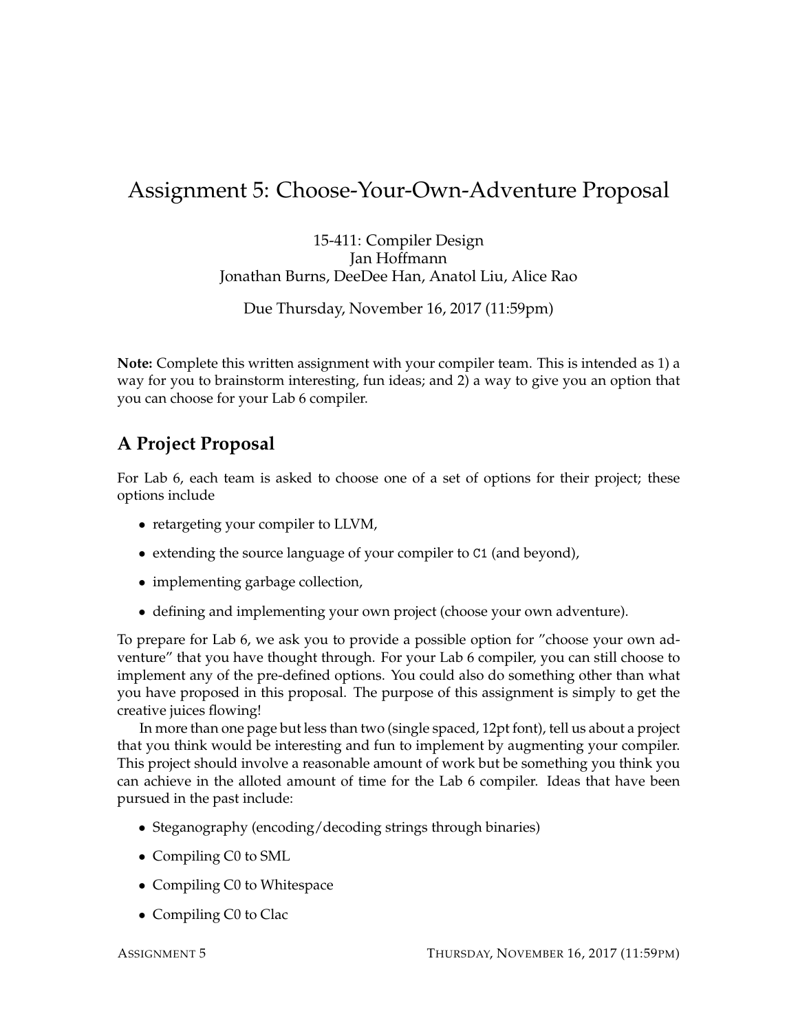# Assignment 5: Choose-Your-Own-Adventure Proposal

15-411: Compiler Design
Jan Hoffmann
Jonathan Burns, DeeDee Han, Anatol Liu, Alice Rao

Due Thursday, November 16, 2017 (11:59pm)

**Note:** Complete this written assignment with your compiler team. This is intended as 1) a way for you to brainstorm interesting, fun ideas; and 2) a way to give you an option that you can choose for your Lab 6 compiler.

## A Project Proposal

For Lab 6, each team is asked to choose one of a set of options for their project; these options include

- retargeting your compiler to LLVM,
- extending the source language of your compiler to `C1` (and beyond),
- implementing garbage collection,
- defining and implementing your own project (choose your own adventure).

To prepare for Lab 6, we ask you to provide a possible option for ”choose your own adventure” that you have thought through. For your Lab 6 compiler, you can still choose to implement any of the pre-defined options. You could also do something other than what you have proposed in this proposal. The purpose of this assignment is simply to get the creative juices flowing!

In more than one page but less than two (single spaced, 12pt font), tell us about a project that you think would be interesting and fun to implement by augmenting your compiler. This project should involve a reasonable amount of work but be something you think you can achieve in the alloted amount of time for the Lab 6 compiler. Ideas that have been pursued in the past include:

- Steganography (encoding/decoding strings through binaries)
- Compiling C0 to SML
- Compiling C0 to Whitespace
- Compiling C0 to Clac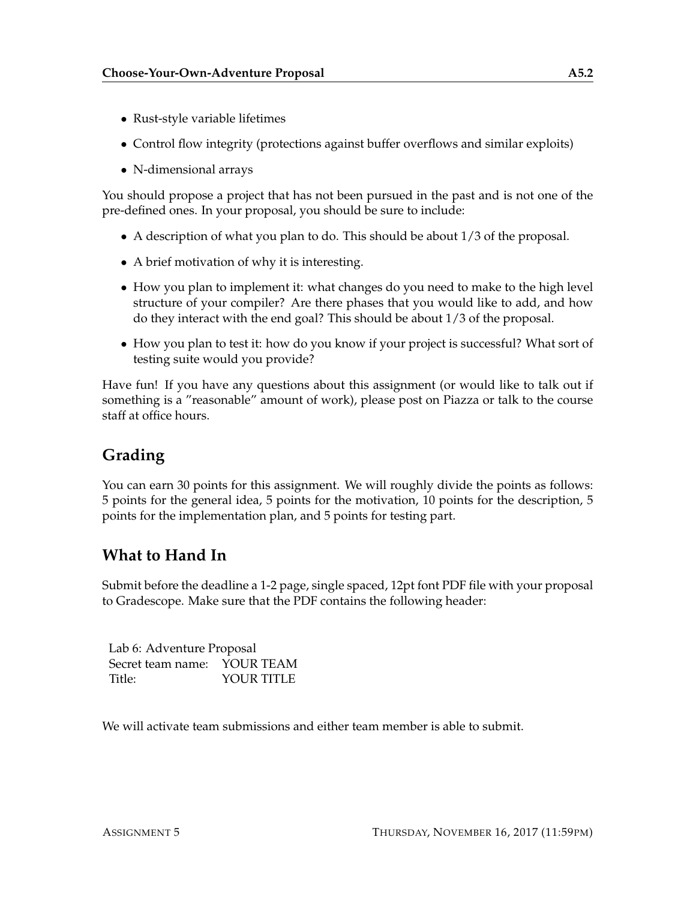- Rust-style variable lifetimes
- Control flow integrity (protections against buffer overflows and similar exploits)
- N-dimensional arrays

You should propose a project that has not been pursued in the past and is not one of the pre-defined ones. In your proposal, you should be sure to include:

- A description of what you plan to do. This should be about 1/3 of the proposal.
- A brief motivation of why it is interesting.
- How you plan to implement it: what changes do you need to make to the high level structure of your compiler? Are there phases that you would like to add, and how do they interact with the end goal? This should be about 1/3 of the proposal.
- How you plan to test it: how do you know if your project is successful? What sort of testing suite would you provide?

Have fun! If you have any questions about this assignment (or would like to talk out if something is a ”reasonable” amount of work), please post on Piazza or talk to the course staff at office hours.

## Grading

You can earn 30 points for this assignment. We will roughly divide the points as follows: 5 points for the general idea, 5 points for the motivation, 10 points for the description, 5 points for the implementation plan, and 5 points for testing part.

## What to Hand In

Submit before the deadline a 1-2 page, single spaced, 12pt font PDF file with your proposal to Gradescope. Make sure that the PDF contains the following header:

Lab 6: Adventure Proposal
Secret team name: YOUR TEAM
Title: YOUR TITLE

We will activate team submissions and either team member is able to submit.